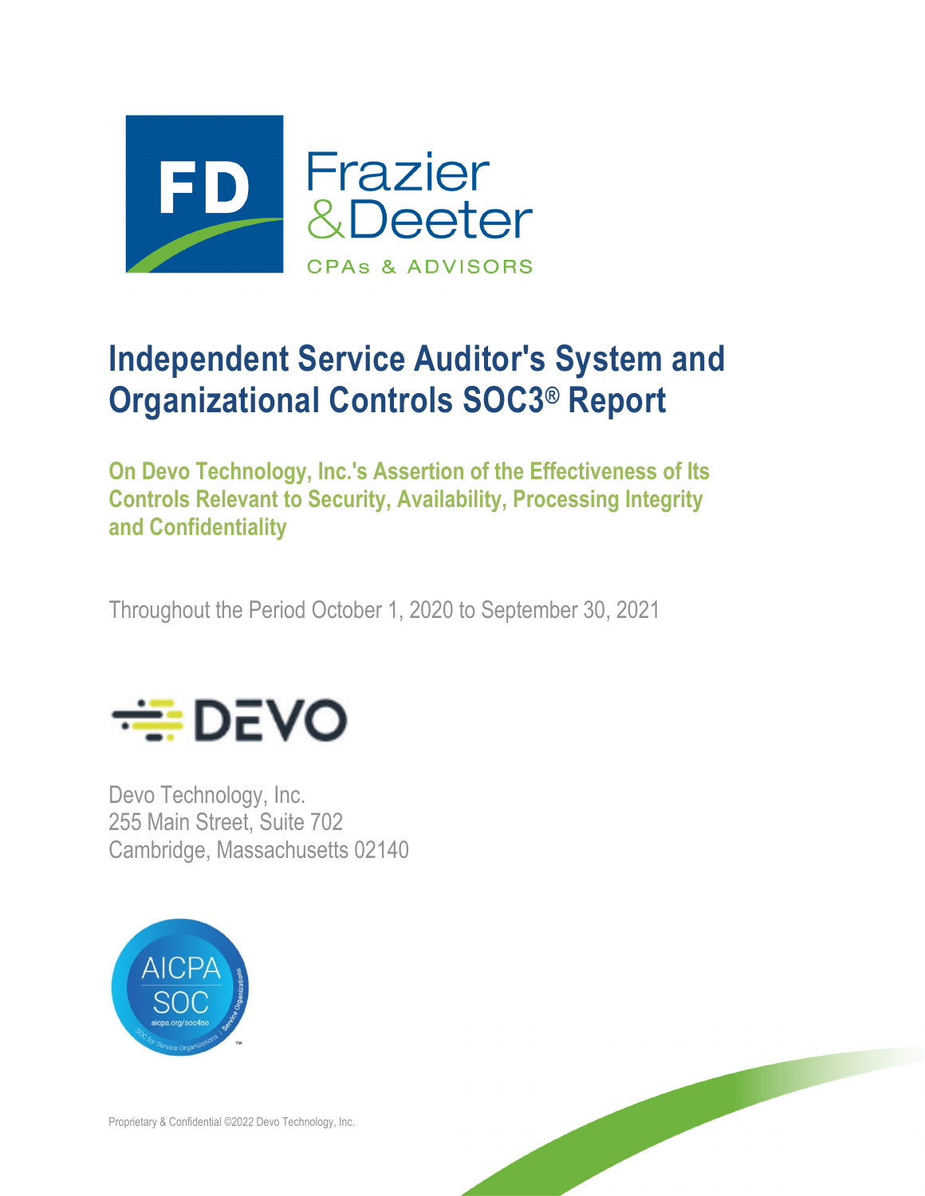Frazier & Deeter

CPAs & ADVISORS

# Independent Service Auditor's System and Organizational Controls SOC3® Report

## On Devo Technology, Inc.'s Assertion of the Effectiveness of Its Controls Relevant to Security, Availability, Processing Integrity and Confidentiality

Throughout the Period October 1, 2020 to September 30, 2021

DEVO

Devo Technology, Inc.
255 Main Street, Suite 702
Cambridge, Massachusetts 02140

Proprietary & Confidential ©2022 Devo Technology, Inc.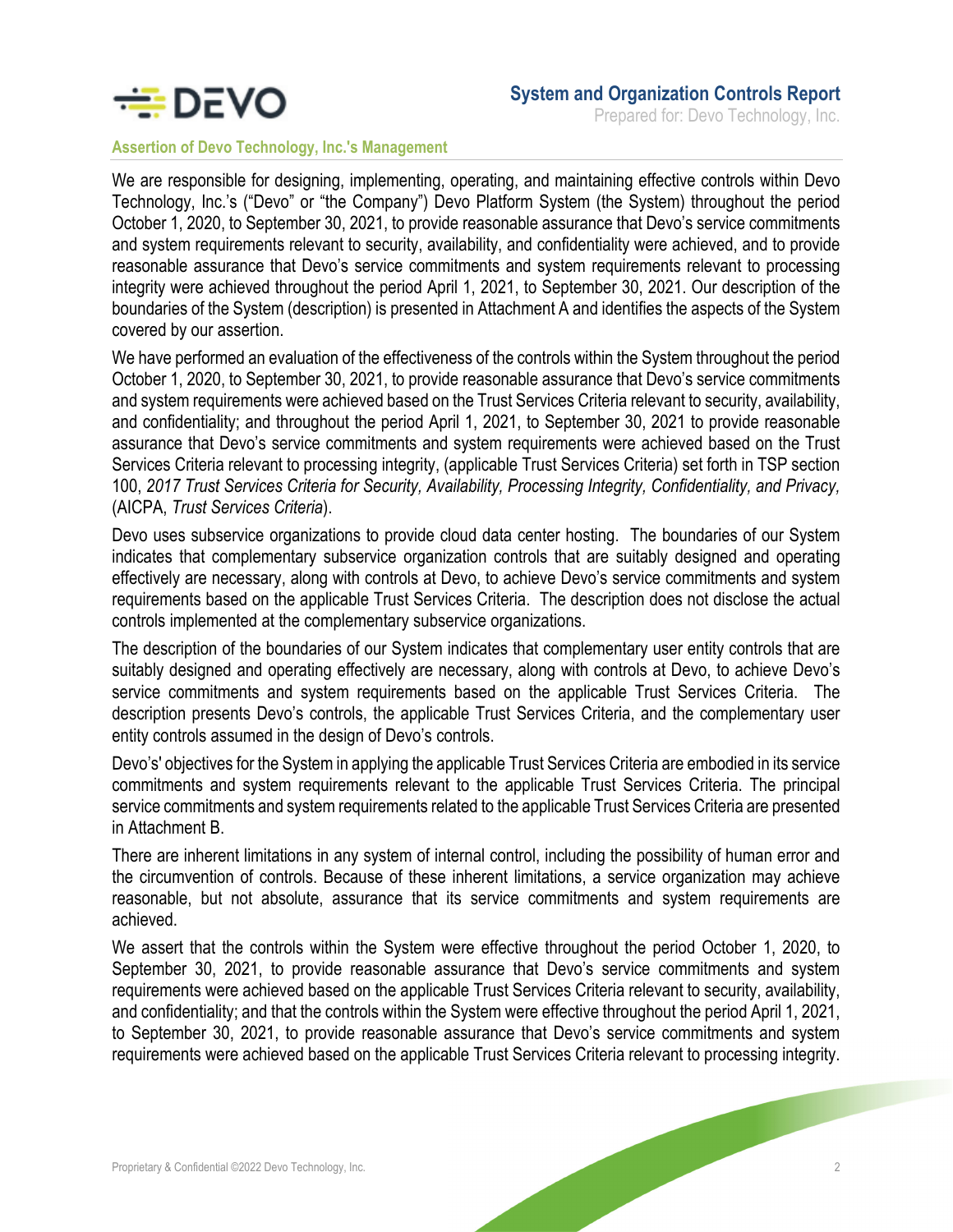## Assertion of Devo Technology, Inc.'s Management

We are responsible for designing, implementing, operating, and maintaining effective controls within Devo Technology, Inc.'s ("Devo" or "the Company") Devo Platform System (the System) throughout the period October 1, 2020, to September 30, 2021, to provide reasonable assurance that Devo's service commitments and system requirements relevant to security, availability, and confidentiality were achieved, and to provide reasonable assurance that Devo's service commitments and system requirements relevant to processing integrity were achieved throughout the period April 1, 2021, to September 30, 2021. Our description of the boundaries of the System (description) is presented in Attachment A and identifies the aspects of the System covered by our assertion.

We have performed an evaluation of the effectiveness of the controls within the System throughout the period October 1, 2020, to September 30, 2021, to provide reasonable assurance that Devo's service commitments and system requirements were achieved based on the Trust Services Criteria relevant to security, availability, and confidentiality; and throughout the period April 1, 2021, to September 30, 2021 to provide reasonable assurance that Devo's service commitments and system requirements were achieved based on the Trust Services Criteria relevant to processing integrity, (applicable Trust Services Criteria) set forth in TSP section 100, *2017 Trust Services Criteria for Security, Availability, Processing Integrity, Confidentiality, and Privacy,* (AICPA, *Trust Services Criteria*).

Devo uses subservice organizations to provide cloud data center hosting. The boundaries of our System indicates that complementary subservice organization controls that are suitably designed and operating effectively are necessary, along with controls at Devo, to achieve Devo's service commitments and system requirements based on the applicable Trust Services Criteria. The description does not disclose the actual controls implemented at the complementary subservice organizations.

The description of the boundaries of our System indicates that complementary user entity controls that are suitably designed and operating effectively are necessary, along with controls at Devo, to achieve Devo's service commitments and system requirements based on the applicable Trust Services Criteria. The description presents Devo's controls, the applicable Trust Services Criteria, and the complementary user entity controls assumed in the design of Devo's controls.

Devo's' objectives for the System in applying the applicable Trust Services Criteria are embodied in its service commitments and system requirements relevant to the applicable Trust Services Criteria. The principal service commitments and system requirements related to the applicable Trust Services Criteria are presented in Attachment B.

There are inherent limitations in any system of internal control, including the possibility of human error and the circumvention of controls. Because of these inherent limitations, a service organization may achieve reasonable, but not absolute, assurance that its service commitments and system requirements are achieved.

We assert that the controls within the System were effective throughout the period October 1, 2020, to September 30, 2021, to provide reasonable assurance that Devo's service commitments and system requirements were achieved based on the applicable Trust Services Criteria relevant to security, availability, and confidentiality; and that the controls within the System were effective throughout the period April 1, 2021, to September 30, 2021, to provide reasonable assurance that Devo's service commitments and system requirements were achieved based on the applicable Trust Services Criteria relevant to processing integrity.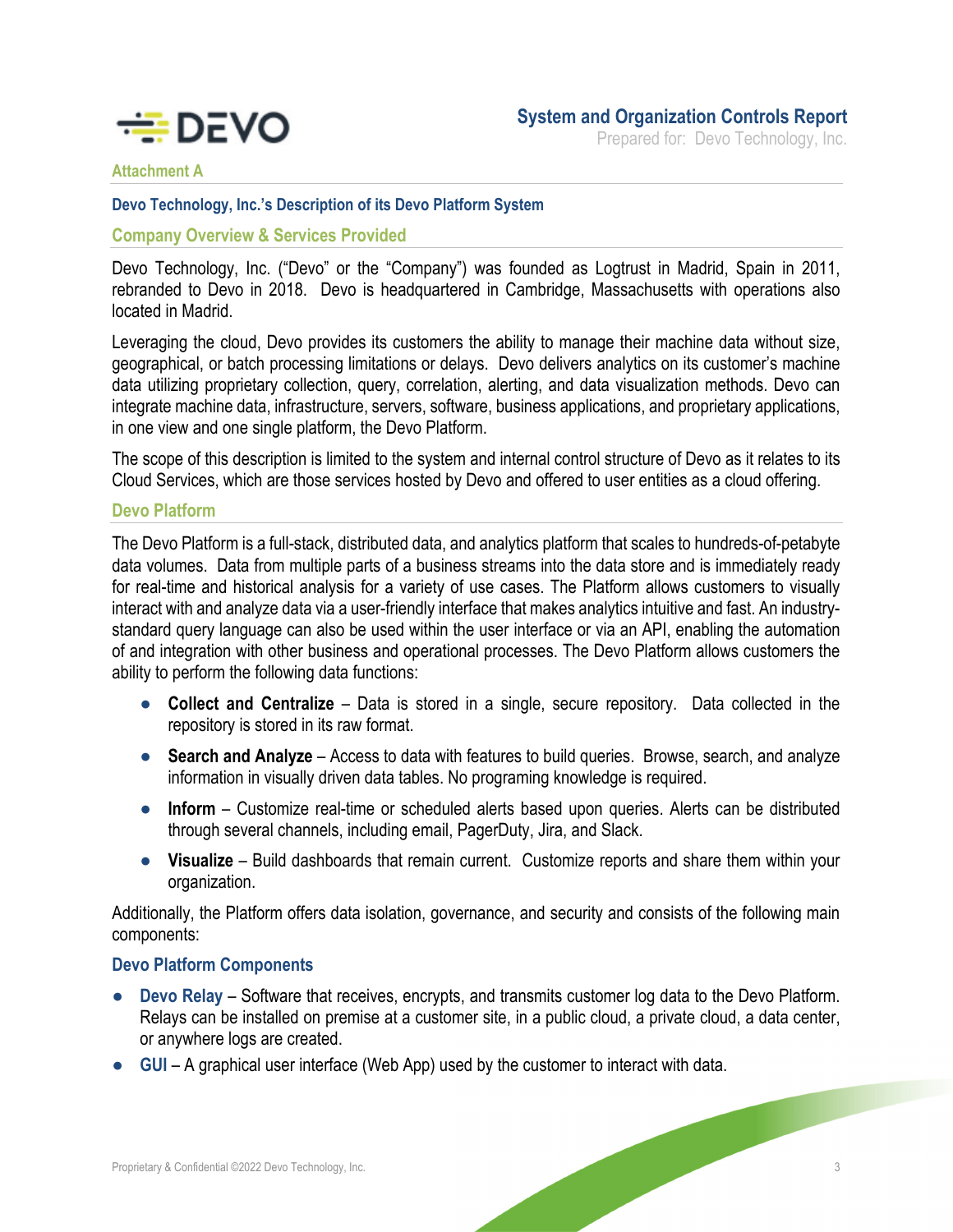## Attachment A

### Devo Technology, Inc.'s Description of its Devo Platform System

### Company Overview & Services Provided

Devo Technology, Inc. ("Devo" or the "Company") was founded as Logtrust in Madrid, Spain in 2011, rebranded to Devo in 2018. Devo is headquartered in Cambridge, Massachusetts with operations also located in Madrid.

Leveraging the cloud, Devo provides its customers the ability to manage their machine data without size, geographical, or batch processing limitations or delays. Devo delivers analytics on its customer's machine data utilizing proprietary collection, query, correlation, alerting, and data visualization methods. Devo can integrate machine data, infrastructure, servers, software, business applications, and proprietary applications, in one view and one single platform, the Devo Platform.

The scope of this description is limited to the system and internal control structure of Devo as it relates to its Cloud Services, which are those services hosted by Devo and offered to user entities as a cloud offering.

### Devo Platform

The Devo Platform is a full-stack, distributed data, and analytics platform that scales to hundreds-of-petabyte data volumes. Data from multiple parts of a business streams into the data store and is immediately ready for real-time and historical analysis for a variety of use cases. The Platform allows customers to visually interact with and analyze data via a user-friendly interface that makes analytics intuitive and fast. An industry-standard query language can also be used within the user interface or via an API, enabling the automation of and integration with other business and operational processes. The Devo Platform allows customers the ability to perform the following data functions:

- **Collect and Centralize** – Data is stored in a single, secure repository. Data collected in the repository is stored in its raw format.
- **Search and Analyze** – Access to data with features to build queries. Browse, search, and analyze information in visually driven data tables. No programing knowledge is required.
- **Inform** – Customize real-time or scheduled alerts based upon queries. Alerts can be distributed through several channels, including email, PagerDuty, Jira, and Slack.
- **Visualize** – Build dashboards that remain current. Customize reports and share them within your organization.

Additionally, the Platform offers data isolation, governance, and security and consists of the following main components:

### Devo Platform Components

- **Devo Relay** – Software that receives, encrypts, and transmits customer log data to the Devo Platform. Relays can be installed on premise at a customer site, in a public cloud, a private cloud, a data center, or anywhere logs are created.
- **GUI** – A graphical user interface (Web App) used by the customer to interact with data.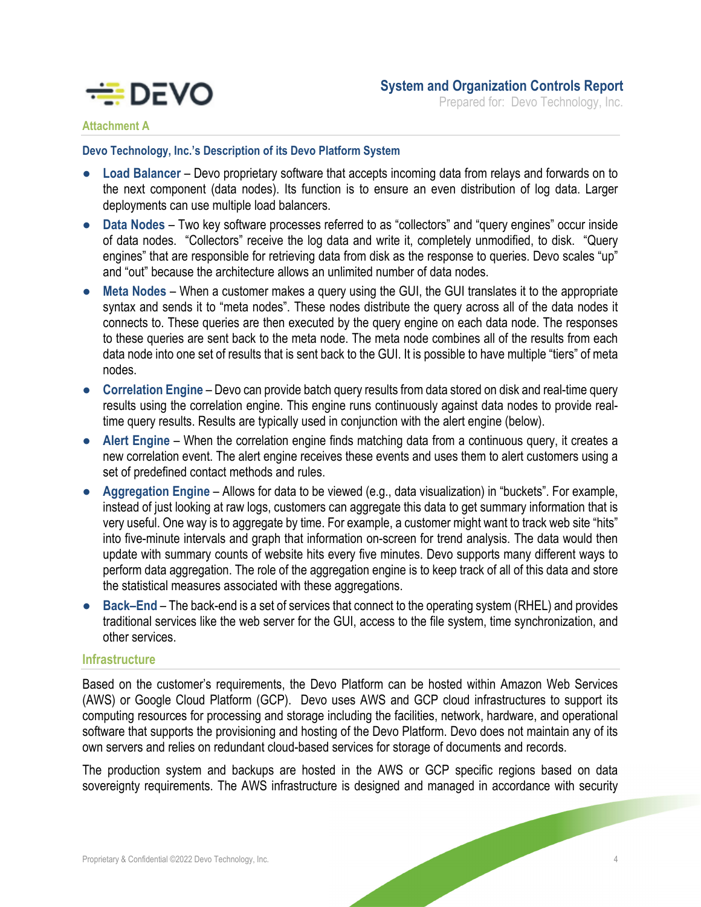Attachment A

### Devo Technology, Inc.'s Description of its Devo Platform System

- **Load Balancer** – Devo proprietary software that accepts incoming data from relays and forwards on to the next component (data nodes). Its function is to ensure an even distribution of log data. Larger deployments can use multiple load balancers.
- **Data Nodes** – Two key software processes referred to as "collectors" and "query engines" occur inside of data nodes. "Collectors" receive the log data and write it, completely unmodified, to disk. "Query engines" that are responsible for retrieving data from disk as the response to queries. Devo scales "up" and "out" because the architecture allows an unlimited number of data nodes.
- **Meta Nodes** – When a customer makes a query using the GUI, the GUI translates it to the appropriate syntax and sends it to "meta nodes". These nodes distribute the query across all of the data nodes it connects to. These queries are then executed by the query engine on each data node. The responses to these queries are sent back to the meta node. The meta node combines all of the results from each data node into one set of results that is sent back to the GUI. It is possible to have multiple "tiers" of meta nodes.
- **Correlation Engine** – Devo can provide batch query results from data stored on disk and real-time query results using the correlation engine. This engine runs continuously against data nodes to provide real-time query results. Results are typically used in conjunction with the alert engine (below).
- **Alert Engine** – When the correlation engine finds matching data from a continuous query, it creates a new correlation event. The alert engine receives these events and uses them to alert customers using a set of predefined contact methods and rules.
- **Aggregation Engine** – Allows for data to be viewed (e.g., data visualization) in "buckets". For example, instead of just looking at raw logs, customers can aggregate this data to get summary information that is very useful. One way is to aggregate by time. For example, a customer might want to track web site "hits" into five-minute intervals and graph that information on-screen for trend analysis. The data would then update with summary counts of website hits every five minutes. Devo supports many different ways to perform data aggregation. The role of the aggregation engine is to keep track of all of this data and store the statistical measures associated with these aggregations.
- **Back–End** – The back-end is a set of services that connect to the operating system (RHEL) and provides traditional services like the web server for the GUI, access to the file system, time synchronization, and other services.

### Infrastructure

Based on the customer's requirements, the Devo Platform can be hosted within Amazon Web Services (AWS) or Google Cloud Platform (GCP). Devo uses AWS and GCP cloud infrastructures to support its computing resources for processing and storage including the facilities, network, hardware, and operational software that supports the provisioning and hosting of the Devo Platform. Devo does not maintain any of its own servers and relies on redundant cloud-based services for storage of documents and records.

The production system and backups are hosted in the AWS or GCP specific regions based on data sovereignty requirements. The AWS infrastructure is designed and managed in accordance with security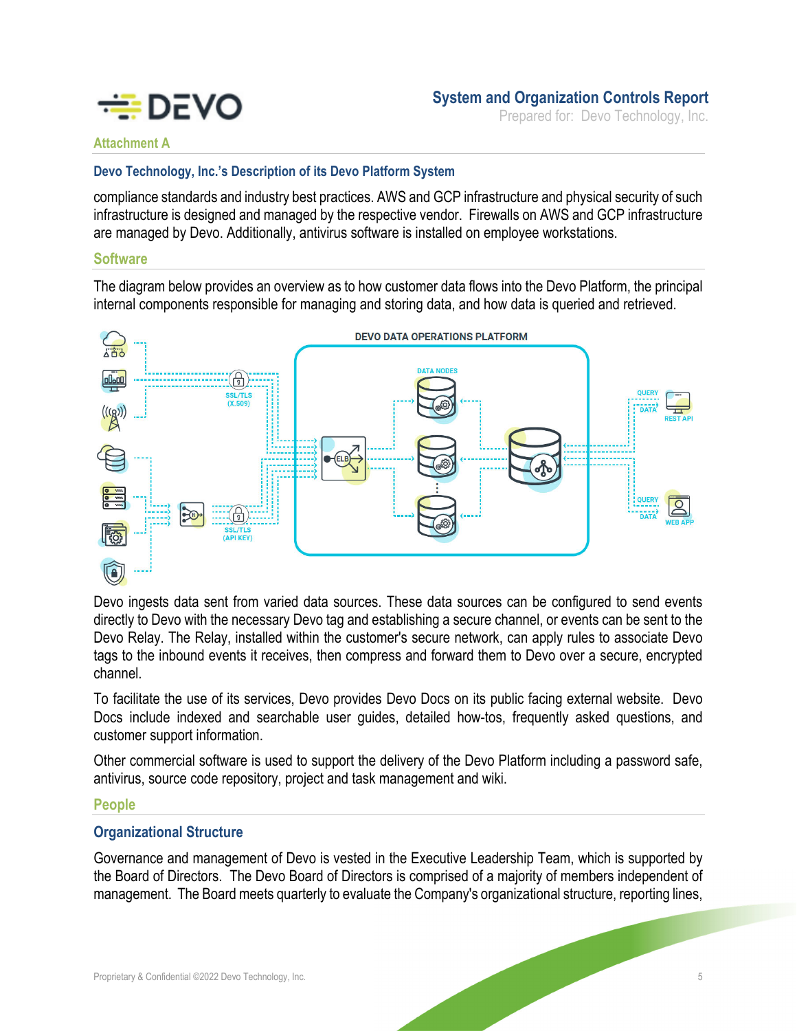## Attachment A

### Devo Technology, Inc.'s Description of its Devo Platform System

compliance standards and industry best practices. AWS and GCP infrastructure and physical security of such infrastructure is designed and managed by the respective vendor. Firewalls on AWS and GCP infrastructure are managed by Devo. Additionally, antivirus software is installed on employee workstations.

### Software

The diagram below provides an overview as to how customer data flows into the Devo Platform, the principal internal components responsible for managing and storing data, and how data is queried and retrieved.

DEVO DATA OPERATIONS PLATFORM

DATA NODES

SSL/TLS (X.509)

SSL/TLS (API KEY)

ELB

QUERY

DATA

REST API

QUERY

DATA

WEB APP

Devo ingests data sent from varied data sources. These data sources can be configured to send events directly to Devo with the necessary Devo tag and establishing a secure channel, or events can be sent to the Devo Relay. The Relay, installed within the customer's secure network, can apply rules to associate Devo tags to the inbound events it receives, then compress and forward them to Devo over a secure, encrypted channel.

To facilitate the use of its services, Devo provides Devo Docs on its public facing external website. Devo Docs include indexed and searchable user guides, detailed how-tos, frequently asked questions, and customer support information.

Other commercial software is used to support the delivery of the Devo Platform including a password safe, antivirus, source code repository, project and task management and wiki.

### People

### Organizational Structure

Governance and management of Devo is vested in the Executive Leadership Team, which is supported by the Board of Directors. The Devo Board of Directors is comprised of a majority of members independent of management. The Board meets quarterly to evaluate the Company's organizational structure, reporting lines,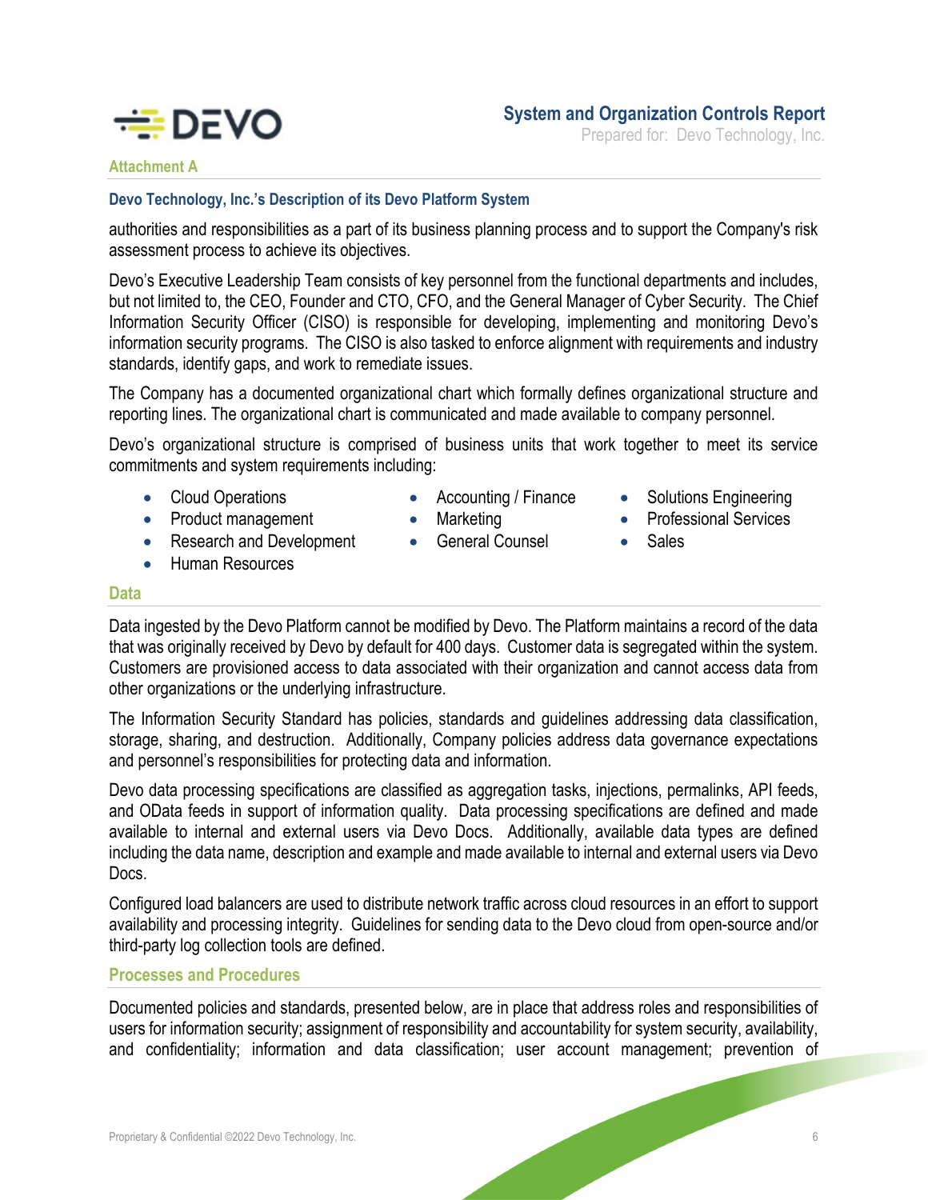authorities and responsibilities as a part of its business planning process and to support the Company's risk assessment process to achieve its objectives.

Devo's Executive Leadership Team consists of key personnel from the functional departments and includes, but not limited to, the CEO, Founder and CTO, CFO, and the General Manager of Cyber Security. The Chief Information Security Officer (CISO) is responsible for developing, implementing and monitoring Devo's information security programs. The CISO is also tasked to enforce alignment with requirements and industry standards, identify gaps, and work to remediate issues.

The Company has a documented organizational chart which formally defines organizational structure and reporting lines. The organizational chart is communicated and made available to company personnel.

Devo's organizational structure is comprised of business units that work together to meet its service commitments and system requirements including:

- Cloud Operations
- Product management
- Research and Development
- Human Resources
- Accounting / Finance
- Marketing
- General Counsel
- Solutions Engineering
- Professional Services
- Sales

## Data

Data ingested by the Devo Platform cannot be modified by Devo. The Platform maintains a record of the data that was originally received by Devo by default for 400 days. Customer data is segregated within the system. Customers are provisioned access to data associated with their organization and cannot access data from other organizations or the underlying infrastructure.

The Information Security Standard has policies, standards and guidelines addressing data classification, storage, sharing, and destruction. Additionally, Company policies address data governance expectations and personnel's responsibilities for protecting data and information.

Devo data processing specifications are classified as aggregation tasks, injections, permalinks, API feeds, and OData feeds in support of information quality. Data processing specifications are defined and made available to internal and external users via Devo Docs. Additionally, available data types are defined including the data name, description and example and made available to internal and external users via Devo Docs.

Configured load balancers are used to distribute network traffic across cloud resources in an effort to support availability and processing integrity. Guidelines for sending data to the Devo cloud from open-source and/or third-party log collection tools are defined.

## Processes and Procedures

Documented policies and standards, presented below, are in place that address roles and responsibilities of users for information security; assignment of responsibility and accountability for system security, availability, and confidentiality; information and data classification; user account management; prevention of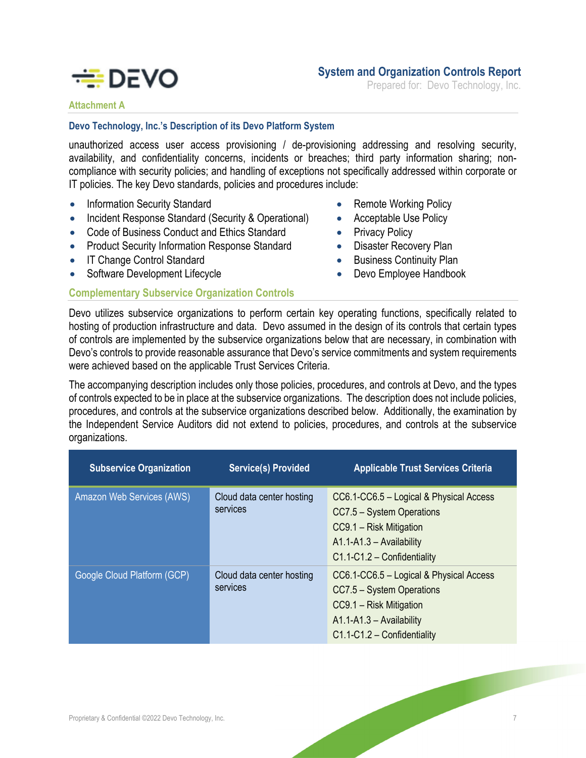Attachment A

### Devo Technology, Inc.'s Description of its Devo Platform System

unauthorized access user access provisioning / de-provisioning addressing and resolving security, availability, and confidentiality concerns, incidents or breaches; third party information sharing; non-compliance with security policies; and handling of exceptions not specifically addressed within corporate or IT policies. The key Devo standards, policies and procedures include:

- Information Security Standard
- Incident Response Standard (Security & Operational)
- Code of Business Conduct and Ethics Standard
- Product Security Information Response Standard
- IT Change Control Standard
- Software Development Lifecycle
- Remote Working Policy
- Acceptable Use Policy
- Privacy Policy
- Disaster Recovery Plan
- Business Continuity Plan
- Devo Employee Handbook

## Complementary Subservice Organization Controls

Devo utilizes subservice organizations to perform certain key operating functions, specifically related to hosting of production infrastructure and data. Devo assumed in the design of its controls that certain types of controls are implemented by the subservice organizations below that are necessary, in combination with Devo's controls to provide reasonable assurance that Devo's service commitments and system requirements were achieved based on the applicable Trust Services Criteria.

The accompanying description includes only those policies, procedures, and controls at Devo, and the types of controls expected to be in place at the subservice organizations. The description does not include policies, procedures, and controls at the subservice organizations described below. Additionally, the examination by the Independent Service Auditors did not extend to policies, procedures, and controls at the subservice organizations.

| Subservice Organization | Service(s) Provided | Applicable Trust Services Criteria |
|---|---|---|
| Amazon Web Services (AWS) | Cloud data center hosting services | CC6.1-CC6.5 – Logical & Physical Access<br>CC7.5 – System Operations<br>CC9.1 – Risk Mitigation<br>A1.1-A1.3 – Availability<br>C1.1-C1.2 – Confidentiality |
| Google Cloud Platform (GCP) | Cloud data center hosting services | CC6.1-CC6.5 – Logical & Physical Access<br>CC7.5 – System Operations<br>CC9.1 – Risk Mitigation<br>A1.1-A1.3 – Availability<br>C1.1-C1.2 – Confidentiality |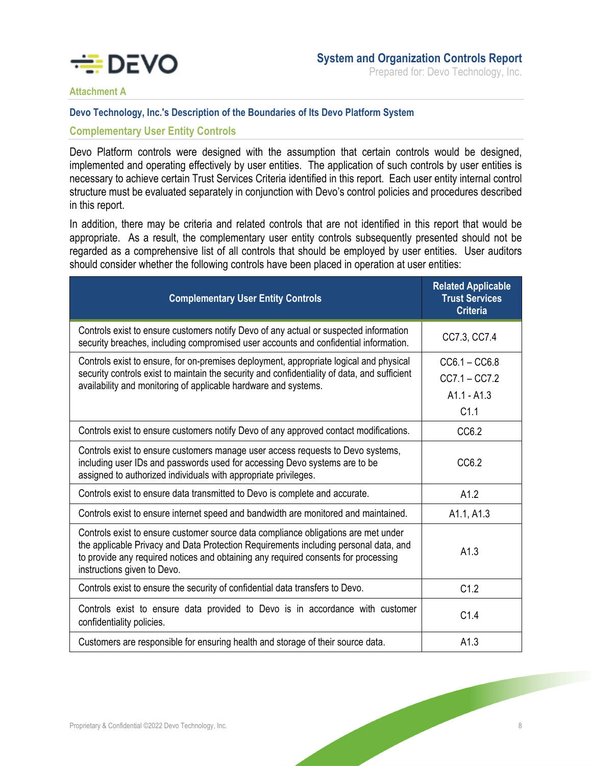Attachment A

## Devo Technology, Inc.'s Description of the Boundaries of Its Devo Platform System

### Complementary User Entity Controls

Devo Platform controls were designed with the assumption that certain controls would be designed, implemented and operating effectively by user entities. The application of such controls by user entities is necessary to achieve certain Trust Services Criteria identified in this report. Each user entity internal control structure must be evaluated separately in conjunction with Devo's control policies and procedures described in this report.

In addition, there may be criteria and related controls that are not identified in this report that would be appropriate. As a result, the complementary user entity controls subsequently presented should not be regarded as a comprehensive list of all controls that should be employed by user entities. User auditors should consider whether the following controls have been placed in operation at user entities:

| Complementary User Entity Controls | Related Applicable Trust Services Criteria |
|---|---|
| Controls exist to ensure customers notify Devo of any actual or suspected information security breaches, including compromised user accounts and confidential information. | CC7.3, CC7.4 |
| Controls exist to ensure, for on-premises deployment, appropriate logical and physical security controls exist to maintain the security and confidentiality of data, and sufficient availability and monitoring of applicable hardware and systems. | CC6.1 – CC6.8<br>CC7.1 – CC7.2<br>A1.1 - A1.3<br>C1.1 |
| Controls exist to ensure customers notify Devo of any approved contact modifications. | CC6.2 |
| Controls exist to ensure customers manage user access requests to Devo systems, including user IDs and passwords used for accessing Devo systems are to be assigned to authorized individuals with appropriate privileges. | CC6.2 |
| Controls exist to ensure data transmitted to Devo is complete and accurate. | A1.2 |
| Controls exist to ensure internet speed and bandwidth are monitored and maintained. | A1.1, A1.3 |
| Controls exist to ensure customer source data compliance obligations are met under the applicable Privacy and Data Protection Requirements including personal data, and to provide any required notices and obtaining any required consents for processing instructions given to Devo. | A1.3 |
| Controls exist to ensure the security of confidential data transfers to Devo. | C1.2 |
| Controls exist to ensure data provided to Devo is in accordance with customer confidentiality policies. | C1.4 |
| Customers are responsible for ensuring health and storage of their source data. | A1.3 |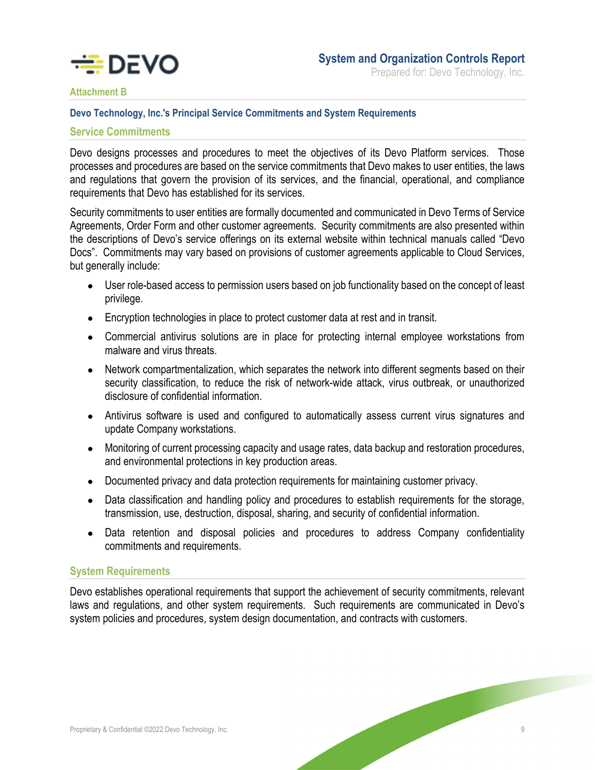Attachment B

## Devo Technology, Inc.'s Principal Service Commitments and System Requirements

### Service Commitments

Devo designs processes and procedures to meet the objectives of its Devo Platform services. Those processes and procedures are based on the service commitments that Devo makes to user entities, the laws and regulations that govern the provision of its services, and the financial, operational, and compliance requirements that Devo has established for its services.

Security commitments to user entities are formally documented and communicated in Devo Terms of Service Agreements, Order Form and other customer agreements. Security commitments are also presented within the descriptions of Devo's service offerings on its external website within technical manuals called "Devo Docs". Commitments may vary based on provisions of customer agreements applicable to Cloud Services, but generally include:

- User role-based access to permission users based on job functionality based on the concept of least privilege.
- Encryption technologies in place to protect customer data at rest and in transit.
- Commercial antivirus solutions are in place for protecting internal employee workstations from malware and virus threats.
- Network compartmentalization, which separates the network into different segments based on their security classification, to reduce the risk of network-wide attack, virus outbreak, or unauthorized disclosure of confidential information.
- Antivirus software is used and configured to automatically assess current virus signatures and update Company workstations.
- Monitoring of current processing capacity and usage rates, data backup and restoration procedures, and environmental protections in key production areas.
- Documented privacy and data protection requirements for maintaining customer privacy.
- Data classification and handling policy and procedures to establish requirements for the storage, transmission, use, destruction, disposal, sharing, and security of confidential information.
- Data retention and disposal policies and procedures to address Company confidentiality commitments and requirements.

### System Requirements

Devo establishes operational requirements that support the achievement of security commitments, relevant laws and regulations, and other system requirements. Such requirements are communicated in Devo's system policies and procedures, system design documentation, and contracts with customers.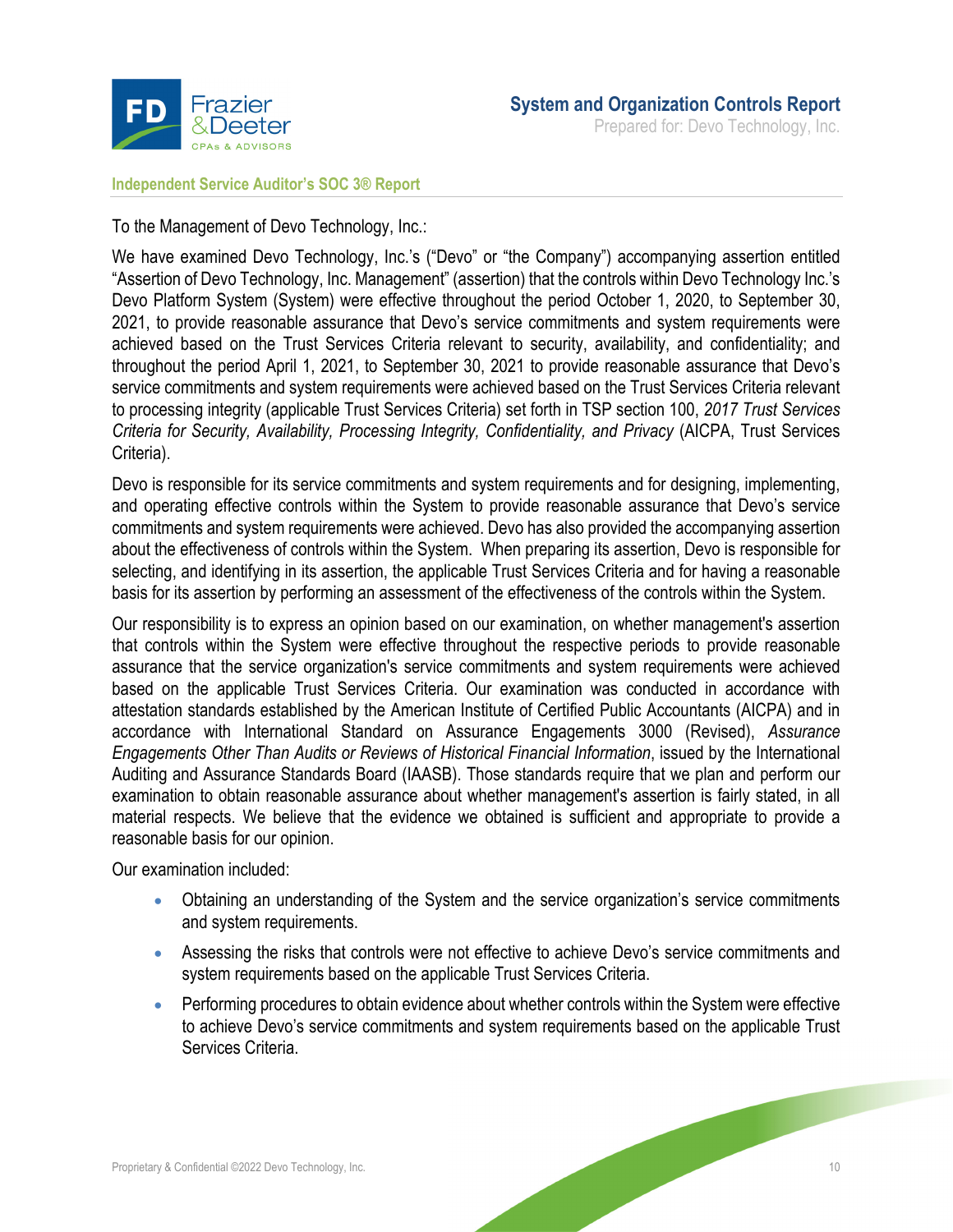## Independent Service Auditor's SOC 3® Report

To the Management of Devo Technology, Inc.:

We have examined Devo Technology, Inc.'s ("Devo" or "the Company") accompanying assertion entitled "Assertion of Devo Technology, Inc. Management" (assertion) that the controls within Devo Technology Inc.'s Devo Platform System (System) were effective throughout the period October 1, 2020, to September 30, 2021, to provide reasonable assurance that Devo's service commitments and system requirements were achieved based on the Trust Services Criteria relevant to security, availability, and confidentiality; and throughout the period April 1, 2021, to September 30, 2021 to provide reasonable assurance that Devo's service commitments and system requirements were achieved based on the Trust Services Criteria relevant to processing integrity (applicable Trust Services Criteria) set forth in TSP section 100, *2017 Trust Services Criteria for Security, Availability, Processing Integrity, Confidentiality, and Privacy* (AICPA, Trust Services Criteria).

Devo is responsible for its service commitments and system requirements and for designing, implementing, and operating effective controls within the System to provide reasonable assurance that Devo's service commitments and system requirements were achieved. Devo has also provided the accompanying assertion about the effectiveness of controls within the System. When preparing its assertion, Devo is responsible for selecting, and identifying in its assertion, the applicable Trust Services Criteria and for having a reasonable basis for its assertion by performing an assessment of the effectiveness of the controls within the System.

Our responsibility is to express an opinion based on our examination, on whether management's assertion that controls within the System were effective throughout the respective periods to provide reasonable assurance that the service organization's service commitments and system requirements were achieved based on the applicable Trust Services Criteria. Our examination was conducted in accordance with attestation standards established by the American Institute of Certified Public Accountants (AICPA) and in accordance with International Standard on Assurance Engagements 3000 (Revised), *Assurance Engagements Other Than Audits or Reviews of Historical Financial Information*, issued by the International Auditing and Assurance Standards Board (IAASB). Those standards require that we plan and perform our examination to obtain reasonable assurance about whether management's assertion is fairly stated, in all material respects. We believe that the evidence we obtained is sufficient and appropriate to provide a reasonable basis for our opinion.

Our examination included:

- Obtaining an understanding of the System and the service organization's service commitments and system requirements.
- Assessing the risks that controls were not effective to achieve Devo's service commitments and system requirements based on the applicable Trust Services Criteria.
- Performing procedures to obtain evidence about whether controls within the System were effective to achieve Devo's service commitments and system requirements based on the applicable Trust Services Criteria.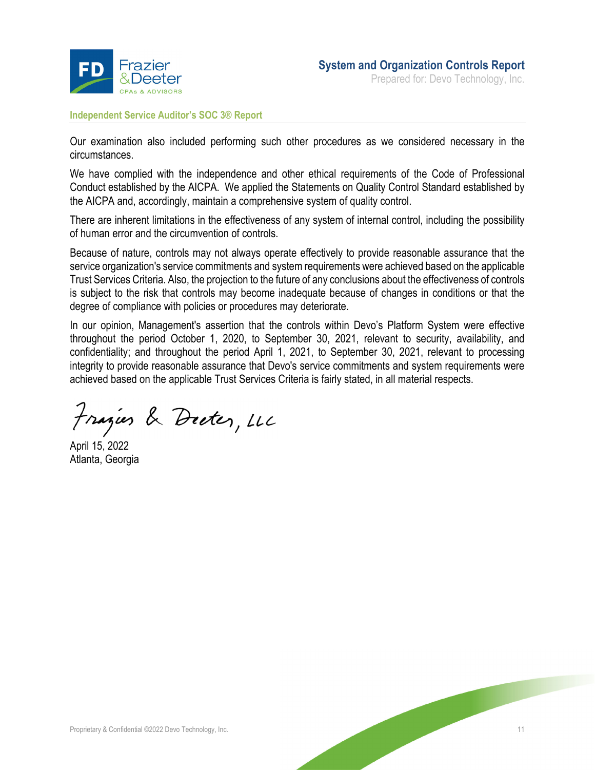## Independent Service Auditor's SOC 3® Report

Our examination also included performing such other procedures as we considered necessary in the circumstances.

We have complied with the independence and other ethical requirements of the Code of Professional Conduct established by the AICPA. We applied the Statements on Quality Control Standard established by the AICPA and, accordingly, maintain a comprehensive system of quality control.

There are inherent limitations in the effectiveness of any system of internal control, including the possibility of human error and the circumvention of controls.

Because of nature, controls may not always operate effectively to provide reasonable assurance that the service organization's service commitments and system requirements were achieved based on the applicable Trust Services Criteria. Also, the projection to the future of any conclusions about the effectiveness of controls is subject to the risk that controls may become inadequate because of changes in conditions or that the degree of compliance with policies or procedures may deteriorate.

In our opinion, Management's assertion that the controls within Devo's Platform System were effective throughout the period October 1, 2020, to September 30, 2021, relevant to security, availability, and confidentiality; and throughout the period April 1, 2021, to September 30, 2021, relevant to processing integrity to provide reasonable assurance that Devo's service commitments and system requirements were achieved based on the applicable Trust Services Criteria is fairly stated, in all material respects.

Frazier & Deeter, LLC

April 15, 2022
Atlanta, Georgia